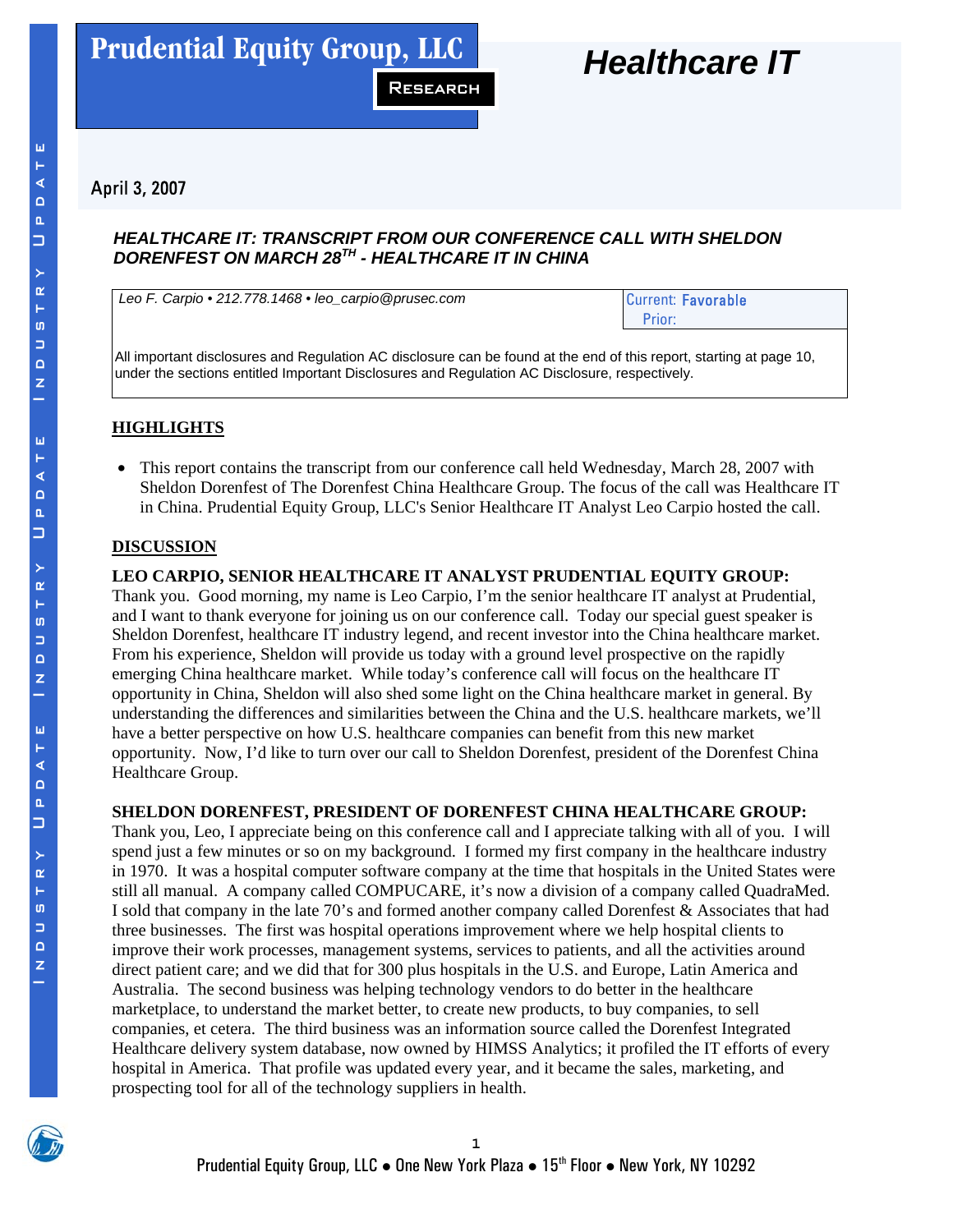# Prudential Equity Group, LLC

RESEARCH

# Healthcare IT

April 3, 2007

## *HEALTHCARE IT: TRANSCRIPT FROM OUR CONFERENCE CALL WITH SHELDON DORENFEST ON MARCH 28TH - HEALTHCARE IT IN CHINA*

| *Leo F. Carpio • 212.778.1468 • leo_carpio@prusec.com* | Current: **Favorable** Prior: |
|---|---|

All important disclosures and Regulation AC disclosure can be found at the end of this report, starting at page 10, under the sections entitled Important Disclosures and Regulation AC Disclosure, respectively.

## HIGHLIGHTS

- This report contains the transcript from our conference call held Wednesday, March 28, 2007 with Sheldon Dorenfest of The Dorenfest China Healthcare Group. The focus of the call was Healthcare IT in China. Prudential Equity Group, LLC's Senior Healthcare IT Analyst Leo Carpio hosted the call.

## DISCUSSION

**LEO CARPIO, SENIOR HEALTHCARE IT ANALYST PRUDENTIAL EQUITY GROUP:** Thank you. Good morning, my name is Leo Carpio, I'm the senior healthcare IT analyst at Prudential, and I want to thank everyone for joining us on our conference call. Today our special guest speaker is Sheldon Dorenfest, healthcare IT industry legend, and recent investor into the China healthcare market. From his experience, Sheldon will provide us today with a ground level prospective on the rapidly emerging China healthcare market. While today's conference call will focus on the healthcare IT opportunity in China, Sheldon will also shed some light on the China healthcare market in general. By understanding the differences and similarities between the China and the U.S. healthcare markets, we'll have a better perspective on how U.S. healthcare companies can benefit from this new market opportunity. Now, I'd like to turn over our call to Sheldon Dorenfest, president of the Dorenfest China Healthcare Group.

**SHELDON DORENFEST, PRESIDENT OF DORENFEST CHINA HEALTHCARE GROUP:** Thank you, Leo, I appreciate being on this conference call and I appreciate talking with all of you. I will spend just a few minutes or so on my background. I formed my first company in the healthcare industry in 1970. It was a hospital computer software company at the time that hospitals in the United States were still all manual. A company called COMPUCARE, it's now a division of a company called QuadraMed. I sold that company in the late 70's and formed another company called Dorenfest & Associates that had three businesses. The first was hospital operations improvement where we help hospital clients to improve their work processes, management systems, services to patients, and all the activities around direct patient care; and we did that for 300 plus hospitals in the U.S. and Europe, Latin America and Australia. The second business was helping technology vendors to do better in the healthcare marketplace, to understand the market better, to create new products, to buy companies, to sell companies, et cetera. The third business was an information source called the Dorenfest Integrated Healthcare delivery system database, now owned by HIMSS Analytics; it profiled the IT efforts of every hospital in America. That profile was updated every year, and it became the sales, marketing, and prospecting tool for all of the technology suppliers in health.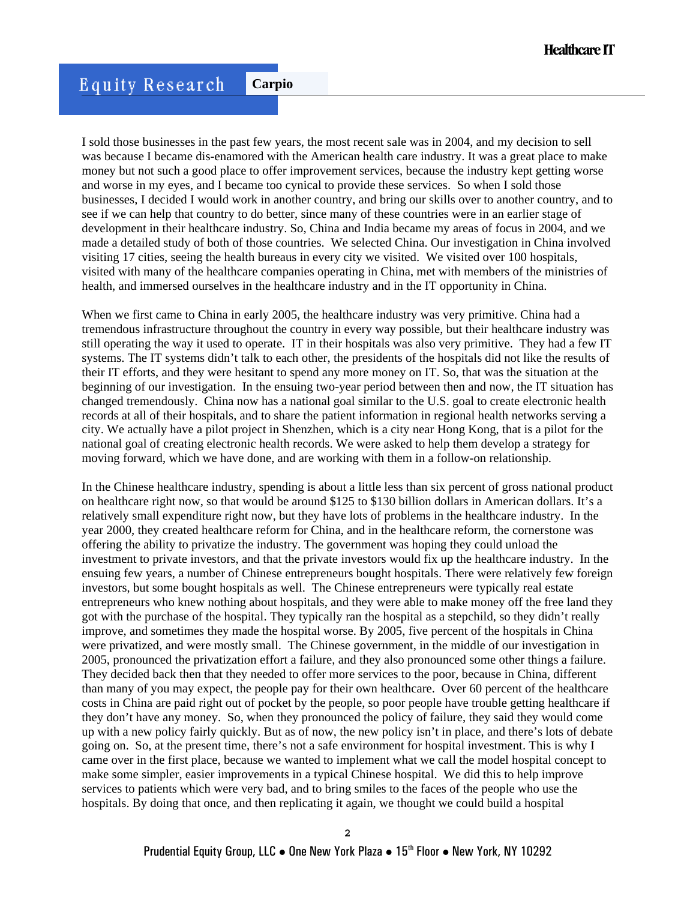I sold those businesses in the past few years, the most recent sale was in 2004, and my decision to sell was because I became dis-enamored with the American health care industry. It was a great place to make money but not such a good place to offer improvement services, because the industry kept getting worse and worse in my eyes, and I became too cynical to provide these services. So when I sold those businesses, I decided I would work in another country, and bring our skills over to another country, and to see if we can help that country to do better, since many of these countries were in an earlier stage of development in their healthcare industry. So, China and India became my areas of focus in 2004, and we made a detailed study of both of those countries. We selected China. Our investigation in China involved visiting 17 cities, seeing the health bureaus in every city we visited. We visited over 100 hospitals, visited with many of the healthcare companies operating in China, met with members of the ministries of health, and immersed ourselves in the healthcare industry and in the IT opportunity in China.

When we first came to China in early 2005, the healthcare industry was very primitive. China had a tremendous infrastructure throughout the country in every way possible, but their healthcare industry was still operating the way it used to operate. IT in their hospitals was also very primitive. They had a few IT systems. The IT systems didn't talk to each other, the presidents of the hospitals did not like the results of their IT efforts, and they were hesitant to spend any more money on IT. So, that was the situation at the beginning of our investigation. In the ensuing two-year period between then and now, the IT situation has changed tremendously. China now has a national goal similar to the U.S. goal to create electronic health records at all of their hospitals, and to share the patient information in regional health networks serving a city. We actually have a pilot project in Shenzhen, which is a city near Hong Kong, that is a pilot for the national goal of creating electronic health records. We were asked to help them develop a strategy for moving forward, which we have done, and are working with them in a follow-on relationship.

In the Chinese healthcare industry, spending is about a little less than six percent of gross national product on healthcare right now, so that would be around $125 to $130 billion dollars in American dollars. It's a relatively small expenditure right now, but they have lots of problems in the healthcare industry. In the year 2000, they created healthcare reform for China, and in the healthcare reform, the cornerstone was offering the ability to privatize the industry. The government was hoping they could unload the investment to private investors, and that the private investors would fix up the healthcare industry. In the ensuing few years, a number of Chinese entrepreneurs bought hospitals. There were relatively few foreign investors, but some bought hospitals as well. The Chinese entrepreneurs were typically real estate entrepreneurs who knew nothing about hospitals, and they were able to make money off the free land they got with the purchase of the hospital. They typically ran the hospital as a stepchild, so they didn't really improve, and sometimes they made the hospital worse. By 2005, five percent of the hospitals in China were privatized, and were mostly small. The Chinese government, in the middle of our investigation in 2005, pronounced the privatization effort a failure, and they also pronounced some other things a failure. They decided back then that they needed to offer more services to the poor, because in China, different than many of you may expect, the people pay for their own healthcare. Over 60 percent of the healthcare costs in China are paid right out of pocket by the people, so poor people have trouble getting healthcare if they don't have any money. So, when they pronounced the policy of failure, they said they would come up with a new policy fairly quickly. But as of now, the new policy isn't in place, and there's lots of debate going on. So, at the present time, there's not a safe environment for hospital investment. This is why I came over in the first place, because we wanted to implement what we call the model hospital concept to make some simpler, easier improvements in a typical Chinese hospital. We did this to help improve services to patients which were very bad, and to bring smiles to the faces of the people who use the hospitals. By doing that once, and then replicating it again, we thought we could build a hospital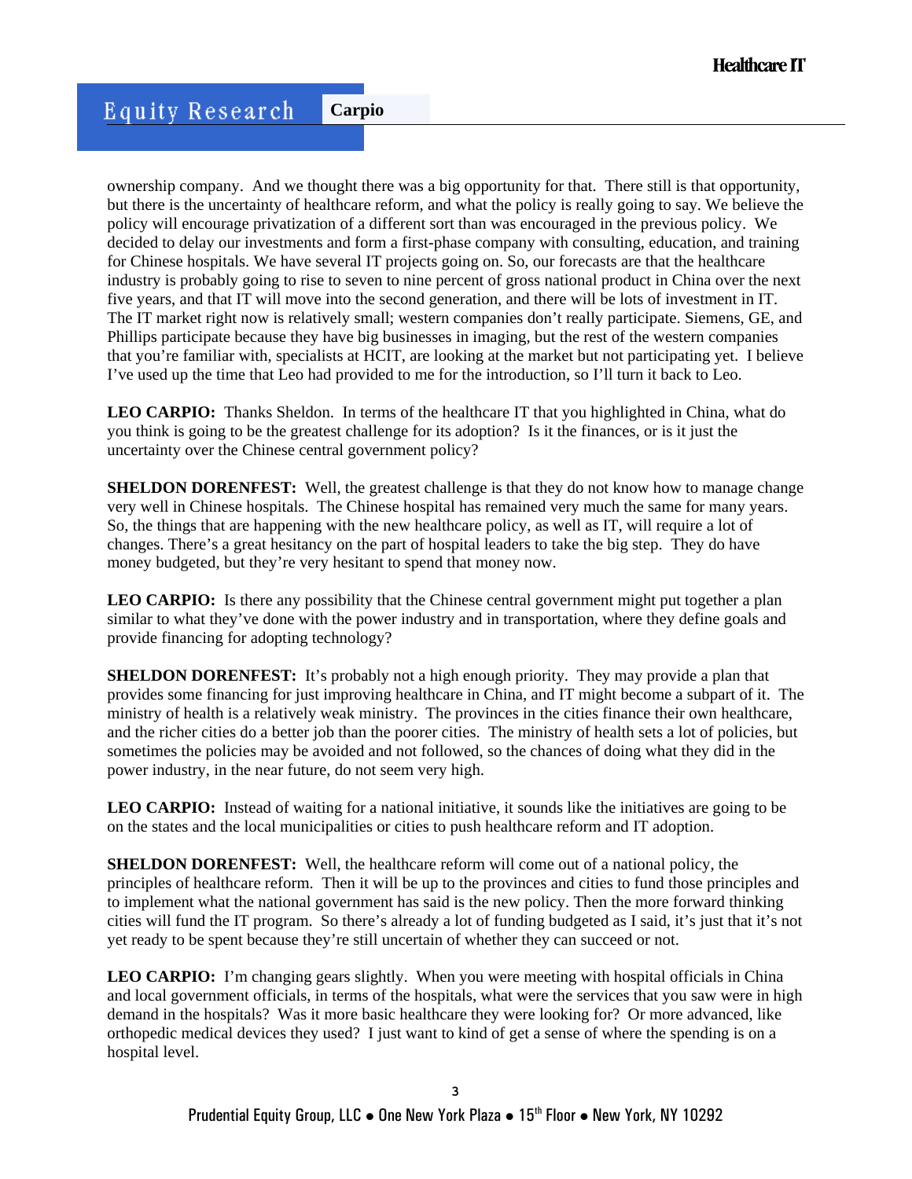ownership company. And we thought there was a big opportunity for that. There still is that opportunity, but there is the uncertainty of healthcare reform, and what the policy is really going to say. We believe the policy will encourage privatization of a different sort than was encouraged in the previous policy. We decided to delay our investments and form a first-phase company with consulting, education, and training for Chinese hospitals. We have several IT projects going on. So, our forecasts are that the healthcare industry is probably going to rise to seven to nine percent of gross national product in China over the next five years, and that IT will move into the second generation, and there will be lots of investment in IT. The IT market right now is relatively small; western companies don't really participate. Siemens, GE, and Phillips participate because they have big businesses in imaging, but the rest of the western companies that you're familiar with, specialists at HCIT, are looking at the market but not participating yet. I believe I've used up the time that Leo had provided to me for the introduction, so I'll turn it back to Leo.

**LEO CARPIO:** Thanks Sheldon. In terms of the healthcare IT that you highlighted in China, what do you think is going to be the greatest challenge for its adoption? Is it the finances, or is it just the uncertainty over the Chinese central government policy?

**SHELDON DORENFEST:** Well, the greatest challenge is that they do not know how to manage change very well in Chinese hospitals. The Chinese hospital has remained very much the same for many years. So, the things that are happening with the new healthcare policy, as well as IT, will require a lot of changes. There's a great hesitancy on the part of hospital leaders to take the big step. They do have money budgeted, but they're very hesitant to spend that money now.

**LEO CARPIO:** Is there any possibility that the Chinese central government might put together a plan similar to what they've done with the power industry and in transportation, where they define goals and provide financing for adopting technology?

**SHELDON DORENFEST:** It's probably not a high enough priority. They may provide a plan that provides some financing for just improving healthcare in China, and IT might become a subpart of it. The ministry of health is a relatively weak ministry. The provinces in the cities finance their own healthcare, and the richer cities do a better job than the poorer cities. The ministry of health sets a lot of policies, but sometimes the policies may be avoided and not followed, so the chances of doing what they did in the power industry, in the near future, do not seem very high.

**LEO CARPIO:** Instead of waiting for a national initiative, it sounds like the initiatives are going to be on the states and the local municipalities or cities to push healthcare reform and IT adoption.

**SHELDON DORENFEST:** Well, the healthcare reform will come out of a national policy, the principles of healthcare reform. Then it will be up to the provinces and cities to fund those principles and to implement what the national government has said is the new policy. Then the more forward thinking cities will fund the IT program. So there's already a lot of funding budgeted as I said, it's just that it's not yet ready to be spent because they're still uncertain of whether they can succeed or not.

**LEO CARPIO:** I'm changing gears slightly. When you were meeting with hospital officials in China and local government officials, in terms of the hospitals, what were the services that you saw were in high demand in the hospitals? Was it more basic healthcare they were looking for? Or more advanced, like orthopedic medical devices they used? I just want to kind of get a sense of where the spending is on a hospital level.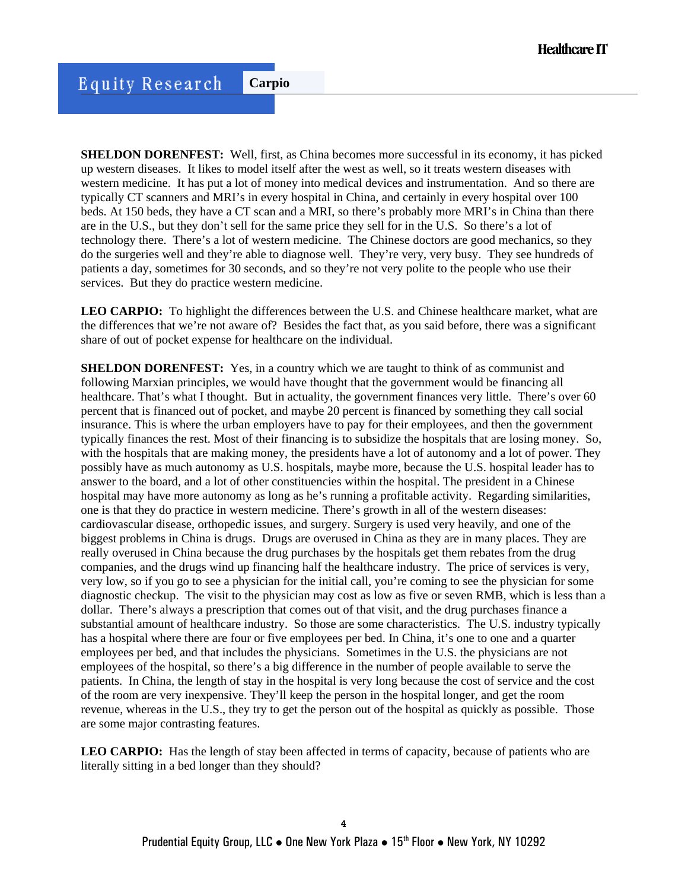**SHELDON DORENFEST:** Well, first, as China becomes more successful in its economy, it has picked up western diseases. It likes to model itself after the west as well, so it treats western diseases with western medicine. It has put a lot of money into medical devices and instrumentation. And so there are typically CT scanners and MRI's in every hospital in China, and certainly in every hospital over 100 beds. At 150 beds, they have a CT scan and a MRI, so there's probably more MRI's in China than there are in the U.S., but they don't sell for the same price they sell for in the U.S. So there's a lot of technology there. There's a lot of western medicine. The Chinese doctors are good mechanics, so they do the surgeries well and they're able to diagnose well. They're very, very busy. They see hundreds of patients a day, sometimes for 30 seconds, and so they're not very polite to the people who use their services. But they do practice western medicine.

**LEO CARPIO:** To highlight the differences between the U.S. and Chinese healthcare market, what are the differences that we're not aware of? Besides the fact that, as you said before, there was a significant share of out of pocket expense for healthcare on the individual.

**SHELDON DORENFEST:** Yes, in a country which we are taught to think of as communist and following Marxian principles, we would have thought that the government would be financing all healthcare. That's what I thought. But in actuality, the government finances very little. There's over 60 percent that is financed out of pocket, and maybe 20 percent is financed by something they call social insurance. This is where the urban employers have to pay for their employees, and then the government typically finances the rest. Most of their financing is to subsidize the hospitals that are losing money. So, with the hospitals that are making money, the presidents have a lot of autonomy and a lot of power. They possibly have as much autonomy as U.S. hospitals, maybe more, because the U.S. hospital leader has to answer to the board, and a lot of other constituencies within the hospital. The president in a Chinese hospital may have more autonomy as long as he's running a profitable activity. Regarding similarities, one is that they do practice in western medicine. There's growth in all of the western diseases: cardiovascular disease, orthopedic issues, and surgery. Surgery is used very heavily, and one of the biggest problems in China is drugs. Drugs are overused in China as they are in many places. They are really overused in China because the drug purchases by the hospitals get them rebates from the drug companies, and the drugs wind up financing half the healthcare industry. The price of services is very, very low, so if you go to see a physician for the initial call, you're coming to see the physician for some diagnostic checkup. The visit to the physician may cost as low as five or seven RMB, which is less than a dollar. There's always a prescription that comes out of that visit, and the drug purchases finance a substantial amount of healthcare industry. So those are some characteristics. The U.S. industry typically has a hospital where there are four or five employees per bed. In China, it's one to one and a quarter employees per bed, and that includes the physicians. Sometimes in the U.S. the physicians are not employees of the hospital, so there's a big difference in the number of people available to serve the patients. In China, the length of stay in the hospital is very long because the cost of service and the cost of the room are very inexpensive. They'll keep the person in the hospital longer, and get the room revenue, whereas in the U.S., they try to get the person out of the hospital as quickly as possible. Those are some major contrasting features.

**LEO CARPIO:** Has the length of stay been affected in terms of capacity, because of patients who are literally sitting in a bed longer than they should?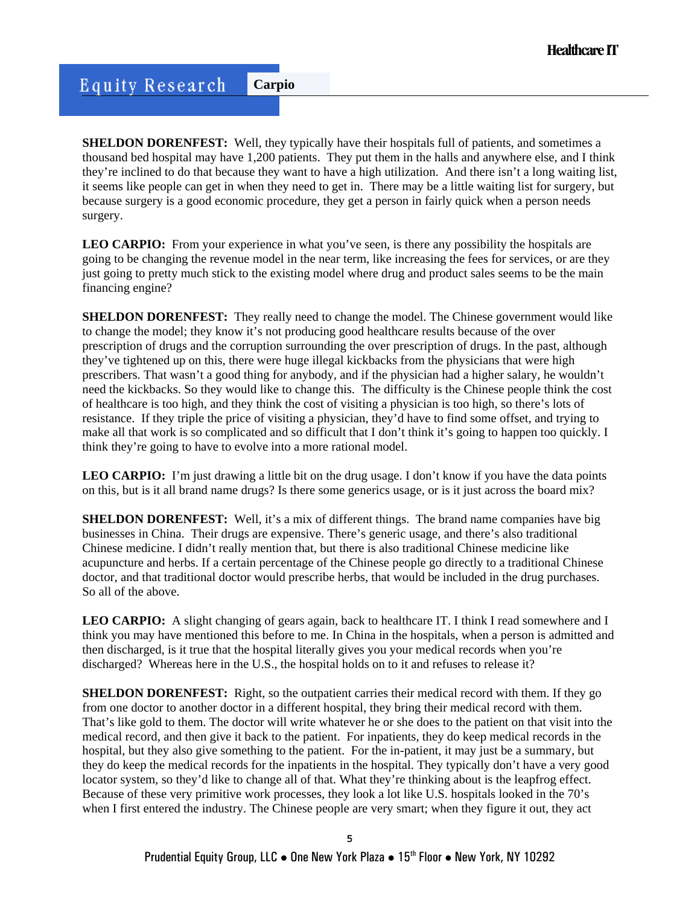**SHELDON DORENFEST:** Well, they typically have their hospitals full of patients, and sometimes a thousand bed hospital may have 1,200 patients. They put them in the halls and anywhere else, and I think they're inclined to do that because they want to have a high utilization. And there isn't a long waiting list, it seems like people can get in when they need to get in. There may be a little waiting list for surgery, but because surgery is a good economic procedure, they get a person in fairly quick when a person needs surgery.

**LEO CARPIO:** From your experience in what you've seen, is there any possibility the hospitals are going to be changing the revenue model in the near term, like increasing the fees for services, or are they just going to pretty much stick to the existing model where drug and product sales seems to be the main financing engine?

**SHELDON DORENFEST:** They really need to change the model. The Chinese government would like to change the model; they know it's not producing good healthcare results because of the over prescription of drugs and the corruption surrounding the over prescription of drugs. In the past, although they've tightened up on this, there were huge illegal kickbacks from the physicians that were high prescribers. That wasn't a good thing for anybody, and if the physician had a higher salary, he wouldn't need the kickbacks. So they would like to change this. The difficulty is the Chinese people think the cost of healthcare is too high, and they think the cost of visiting a physician is too high, so there's lots of resistance. If they triple the price of visiting a physician, they'd have to find some offset, and trying to make all that work is so complicated and so difficult that I don't think it's going to happen too quickly. I think they're going to have to evolve into a more rational model.

**LEO CARPIO:** I'm just drawing a little bit on the drug usage. I don't know if you have the data points on this, but is it all brand name drugs? Is there some generics usage, or is it just across the board mix?

**SHELDON DORENFEST:** Well, it's a mix of different things. The brand name companies have big businesses in China. Their drugs are expensive. There's generic usage, and there's also traditional Chinese medicine. I didn't really mention that, but there is also traditional Chinese medicine like acupuncture and herbs. If a certain percentage of the Chinese people go directly to a traditional Chinese doctor, and that traditional doctor would prescribe herbs, that would be included in the drug purchases. So all of the above.

**LEO CARPIO:** A slight changing of gears again, back to healthcare IT. I think I read somewhere and I think you may have mentioned this before to me. In China in the hospitals, when a person is admitted and then discharged, is it true that the hospital literally gives you your medical records when you're discharged? Whereas here in the U.S., the hospital holds on to it and refuses to release it?

**SHELDON DORENFEST:** Right, so the outpatient carries their medical record with them. If they go from one doctor to another doctor in a different hospital, they bring their medical record with them. That's like gold to them. The doctor will write whatever he or she does to the patient on that visit into the medical record, and then give it back to the patient. For inpatients, they do keep medical records in the hospital, but they also give something to the patient. For the in-patient, it may just be a summary, but they do keep the medical records for the inpatients in the hospital. They typically don't have a very good locator system, so they'd like to change all of that. What they're thinking about is the leapfrog effect. Because of these very primitive work processes, they look a lot like U.S. hospitals looked in the 70's when I first entered the industry. The Chinese people are very smart; when they figure it out, they act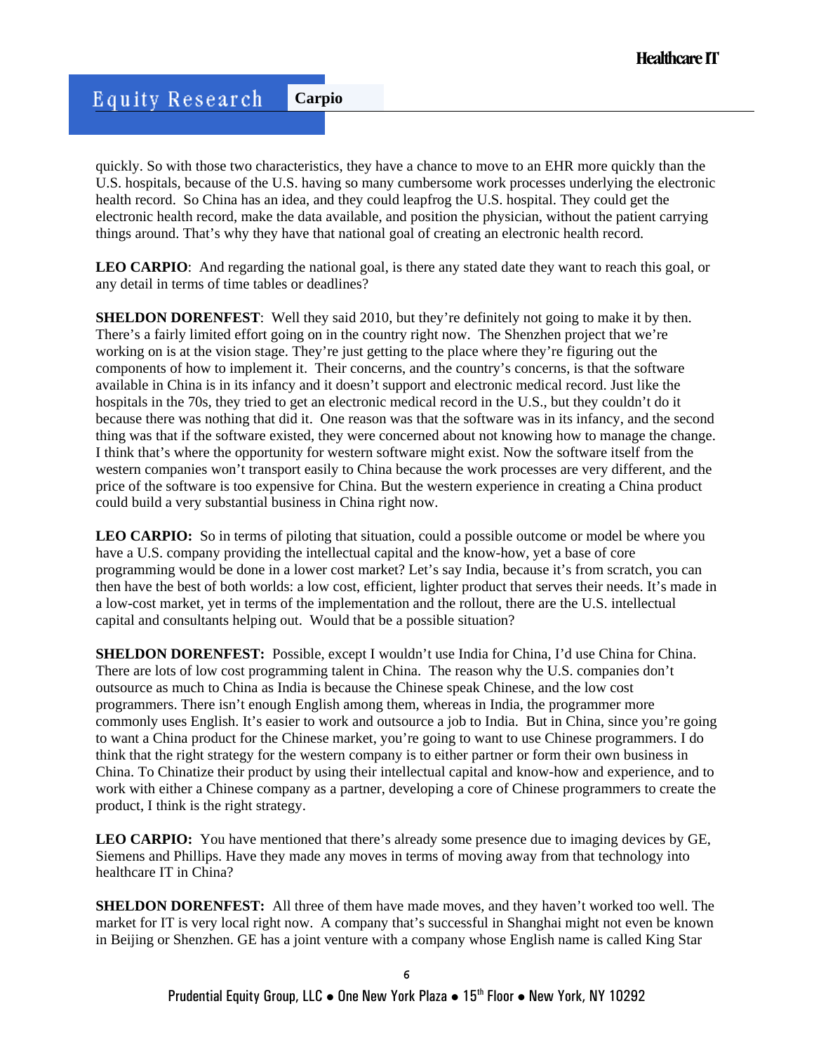quickly. So with those two characteristics, they have a chance to move to an EHR more quickly than the U.S. hospitals, because of the U.S. having so many cumbersome work processes underlying the electronic health record. So China has an idea, and they could leapfrog the U.S. hospital. They could get the electronic health record, make the data available, and position the physician, without the patient carrying things around. That's why they have that national goal of creating an electronic health record.

**LEO CARPIO**: And regarding the national goal, is there any stated date they want to reach this goal, or any detail in terms of time tables or deadlines?

**SHELDON DORENFEST**: Well they said 2010, but they're definitely not going to make it by then. There's a fairly limited effort going on in the country right now. The Shenzhen project that we're working on is at the vision stage. They're just getting to the place where they're figuring out the components of how to implement it. Their concerns, and the country's concerns, is that the software available in China is in its infancy and it doesn't support and electronic medical record. Just like the hospitals in the 70s, they tried to get an electronic medical record in the U.S., but they couldn't do it because there was nothing that did it. One reason was that the software was in its infancy, and the second thing was that if the software existed, they were concerned about not knowing how to manage the change. I think that's where the opportunity for western software might exist. Now the software itself from the western companies won't transport easily to China because the work processes are very different, and the price of the software is too expensive for China. But the western experience in creating a China product could build a very substantial business in China right now.

**LEO CARPIO:** So in terms of piloting that situation, could a possible outcome or model be where you have a U.S. company providing the intellectual capital and the know-how, yet a base of core programming would be done in a lower cost market? Let's say India, because it's from scratch, you can then have the best of both worlds: a low cost, efficient, lighter product that serves their needs. It's made in a low-cost market, yet in terms of the implementation and the rollout, there are the U.S. intellectual capital and consultants helping out. Would that be a possible situation?

**SHELDON DORENFEST:** Possible, except I wouldn't use India for China, I'd use China for China. There are lots of low cost programming talent in China. The reason why the U.S. companies don't outsource as much to China as India is because the Chinese speak Chinese, and the low cost programmers. There isn't enough English among them, whereas in India, the programmer more commonly uses English. It's easier to work and outsource a job to India. But in China, since you're going to want a China product for the Chinese market, you're going to want to use Chinese programmers. I do think that the right strategy for the western company is to either partner or form their own business in China. To Chinatize their product by using their intellectual capital and know-how and experience, and to work with either a Chinese company as a partner, developing a core of Chinese programmers to create the product, I think is the right strategy.

**LEO CARPIO:** You have mentioned that there's already some presence due to imaging devices by GE, Siemens and Phillips. Have they made any moves in terms of moving away from that technology into healthcare IT in China?

**SHELDON DORENFEST:** All three of them have made moves, and they haven't worked too well. The market for IT is very local right now. A company that's successful in Shanghai might not even be known in Beijing or Shenzhen. GE has a joint venture with a company whose English name is called King Star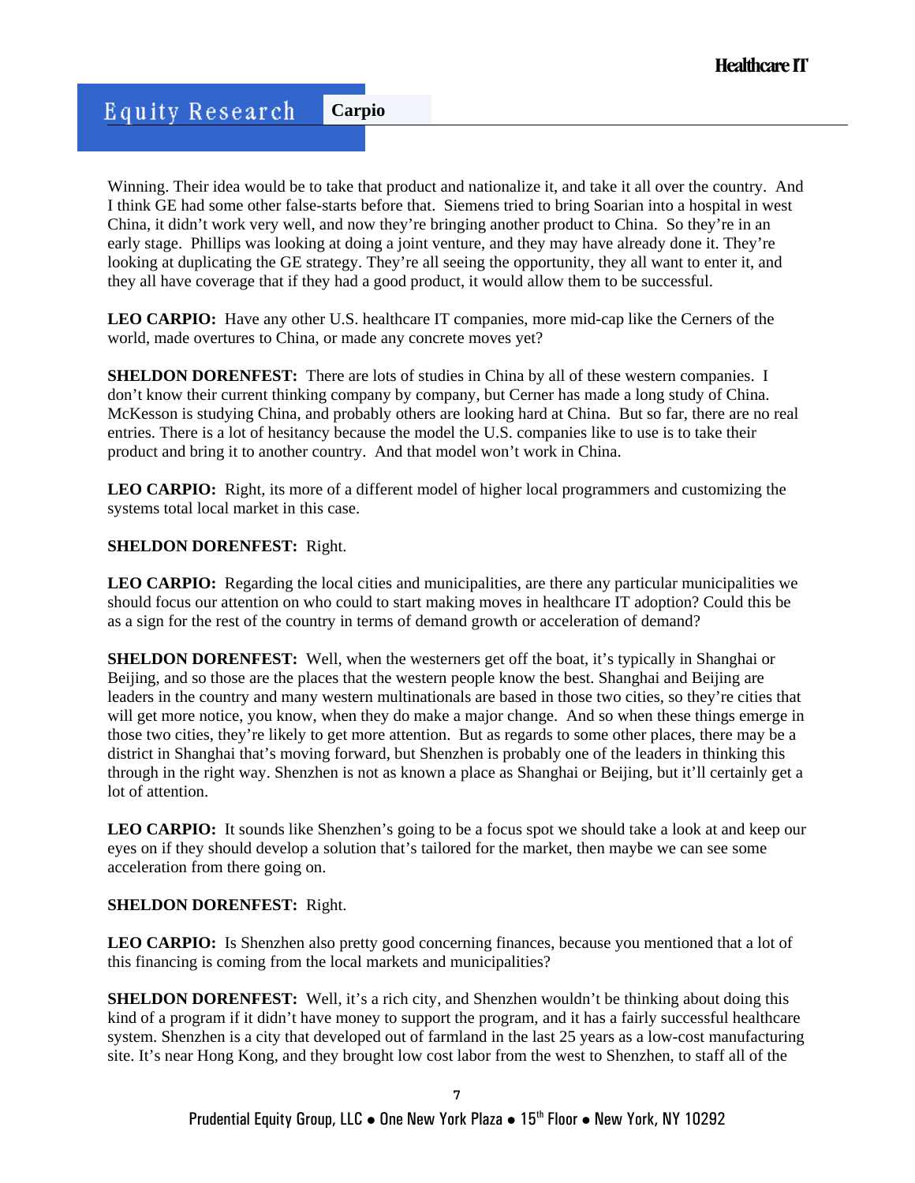Winning. Their idea would be to take that product and nationalize it, and take it all over the country. And I think GE had some other false-starts before that. Siemens tried to bring Soarian into a hospital in west China, it didn't work very well, and now they're bringing another product to China. So they're in an early stage. Phillips was looking at doing a joint venture, and they may have already done it. They're looking at duplicating the GE strategy. They're all seeing the opportunity, they all want to enter it, and they all have coverage that if they had a good product, it would allow them to be successful.

**LEO CARPIO:** Have any other U.S. healthcare IT companies, more mid-cap like the Cerners of the world, made overtures to China, or made any concrete moves yet?

**SHELDON DORENFEST:** There are lots of studies in China by all of these western companies. I don't know their current thinking company by company, but Cerner has made a long study of China. McKesson is studying China, and probably others are looking hard at China. But so far, there are no real entries. There is a lot of hesitancy because the model the U.S. companies like to use is to take their product and bring it to another country. And that model won't work in China.

**LEO CARPIO:** Right, its more of a different model of higher local programmers and customizing the systems total local market in this case.

**SHELDON DORENFEST:** Right.

**LEO CARPIO:** Regarding the local cities and municipalities, are there any particular municipalities we should focus our attention on who could to start making moves in healthcare IT adoption? Could this be as a sign for the rest of the country in terms of demand growth or acceleration of demand?

**SHELDON DORENFEST:** Well, when the westerners get off the boat, it's typically in Shanghai or Beijing, and so those are the places that the western people know the best. Shanghai and Beijing are leaders in the country and many western multinationals are based in those two cities, so they're cities that will get more notice, you know, when they do make a major change. And so when these things emerge in those two cities, they're likely to get more attention. But as regards to some other places, there may be a district in Shanghai that's moving forward, but Shenzhen is probably one of the leaders in thinking this through in the right way. Shenzhen is not as known a place as Shanghai or Beijing, but it'll certainly get a lot of attention.

**LEO CARPIO:** It sounds like Shenzhen's going to be a focus spot we should take a look at and keep our eyes on if they should develop a solution that's tailored for the market, then maybe we can see some acceleration from there going on.

**SHELDON DORENFEST:** Right.

**LEO CARPIO:** Is Shenzhen also pretty good concerning finances, because you mentioned that a lot of this financing is coming from the local markets and municipalities?

**SHELDON DORENFEST:** Well, it's a rich city, and Shenzhen wouldn't be thinking about doing this kind of a program if it didn't have money to support the program, and it has a fairly successful healthcare system. Shenzhen is a city that developed out of farmland in the last 25 years as a low-cost manufacturing site. It's near Hong Kong, and they brought low cost labor from the west to Shenzhen, to staff all of the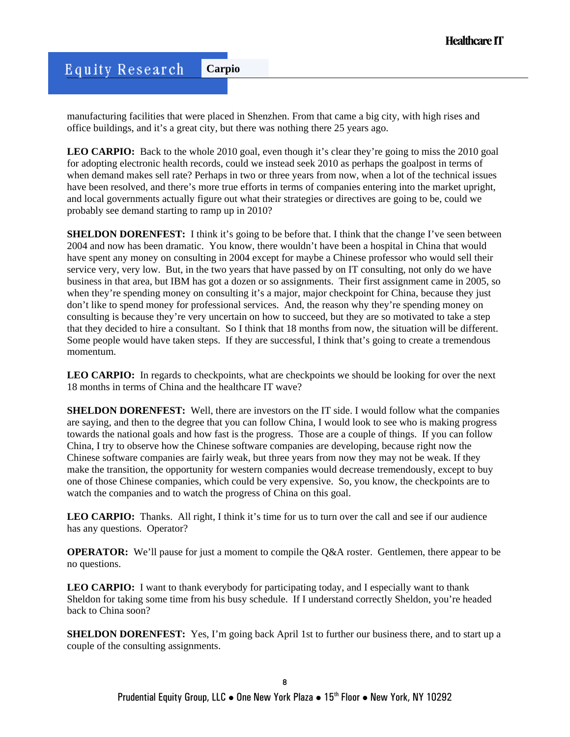manufacturing facilities that were placed in Shenzhen. From that came a big city, with high rises and office buildings, and it's a great city, but there was nothing there 25 years ago.

**LEO CARPIO:** Back to the whole 2010 goal, even though it's clear they're going to miss the 2010 goal for adopting electronic health records, could we instead seek 2010 as perhaps the goalpost in terms of when demand makes sell rate? Perhaps in two or three years from now, when a lot of the technical issues have been resolved, and there's more true efforts in terms of companies entering into the market upright, and local governments actually figure out what their strategies or directives are going to be, could we probably see demand starting to ramp up in 2010?

**SHELDON DORENFEST:** I think it's going to be before that. I think that the change I've seen between 2004 and now has been dramatic. You know, there wouldn't have been a hospital in China that would have spent any money on consulting in 2004 except for maybe a Chinese professor who would sell their service very, very low. But, in the two years that have passed by on IT consulting, not only do we have business in that area, but IBM has got a dozen or so assignments. Their first assignment came in 2005, so when they're spending money on consulting it's a major, major checkpoint for China, because they just don't like to spend money for professional services. And, the reason why they're spending money on consulting is because they're very uncertain on how to succeed, but they are so motivated to take a step that they decided to hire a consultant. So I think that 18 months from now, the situation will be different. Some people would have taken steps. If they are successful, I think that's going to create a tremendous momentum.

**LEO CARPIO:** In regards to checkpoints, what are checkpoints we should be looking for over the next 18 months in terms of China and the healthcare IT wave?

**SHELDON DORENFEST:** Well, there are investors on the IT side. I would follow what the companies are saying, and then to the degree that you can follow China, I would look to see who is making progress towards the national goals and how fast is the progress. Those are a couple of things. If you can follow China, I try to observe how the Chinese software companies are developing, because right now the Chinese software companies are fairly weak, but three years from now they may not be weak. If they make the transition, the opportunity for western companies would decrease tremendously, except to buy one of those Chinese companies, which could be very expensive. So, you know, the checkpoints are to watch the companies and to watch the progress of China on this goal.

**LEO CARPIO:** Thanks. All right, I think it's time for us to turn over the call and see if our audience has any questions. Operator?

**OPERATOR:** We'll pause for just a moment to compile the Q&A roster. Gentlemen, there appear to be no questions.

**LEO CARPIO:** I want to thank everybody for participating today, and I especially want to thank Sheldon for taking some time from his busy schedule. If I understand correctly Sheldon, you're headed back to China soon?

**SHELDON DORENFEST:** Yes, I'm going back April 1st to further our business there, and to start up a couple of the consulting assignments.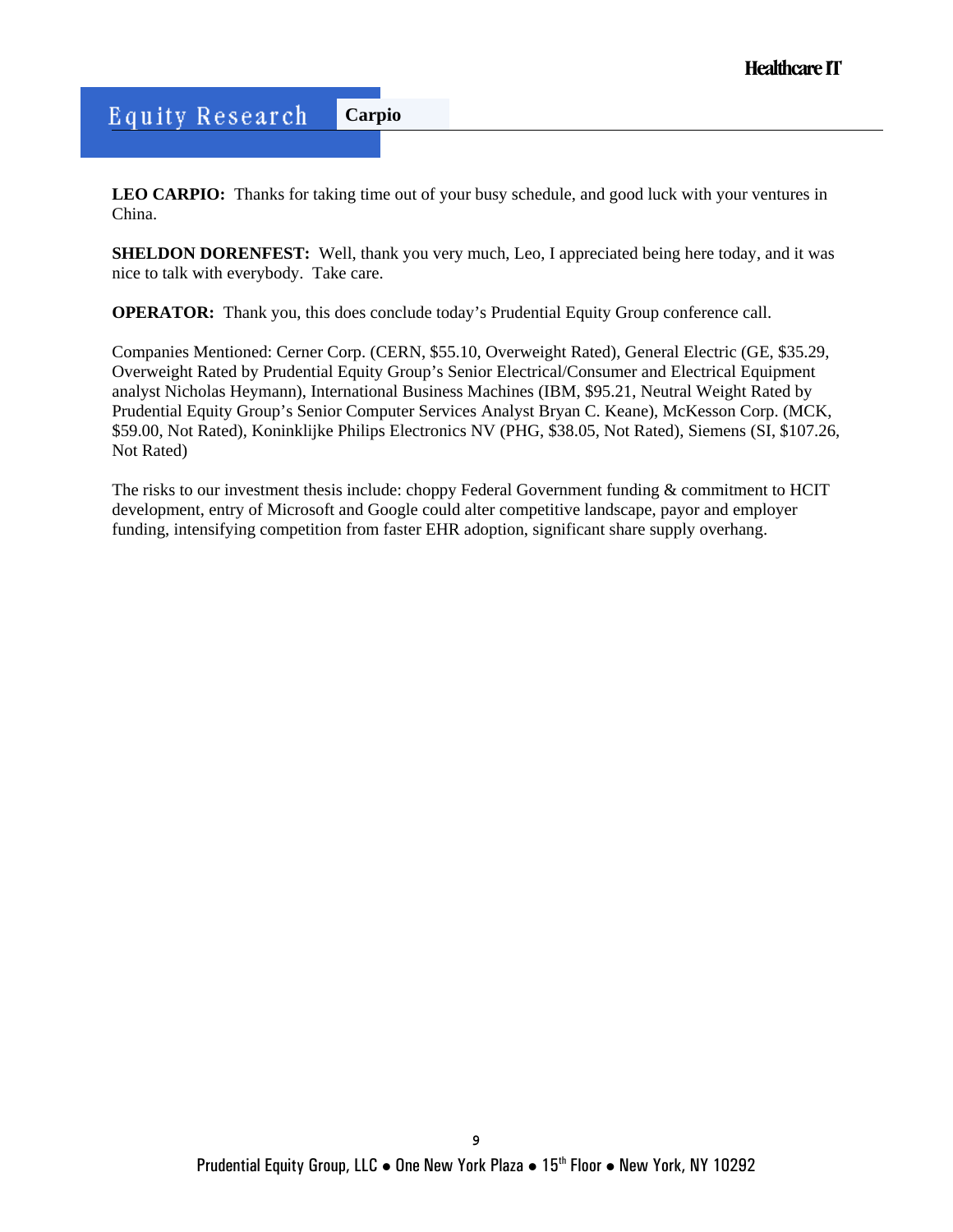**LEO CARPIO:** Thanks for taking time out of your busy schedule, and good luck with your ventures in China.

**SHELDON DORENFEST:** Well, thank you very much, Leo, I appreciated being here today, and it was nice to talk with everybody. Take care.

**OPERATOR:** Thank you, this does conclude today's Prudential Equity Group conference call.

Companies Mentioned: Cerner Corp. (CERN, $55.10, Overweight Rated), General Electric (GE, $35.29, Overweight Rated by Prudential Equity Group's Senior Electrical/Consumer and Electrical Equipment analyst Nicholas Heymann), International Business Machines (IBM, $95.21, Neutral Weight Rated by Prudential Equity Group's Senior Computer Services Analyst Bryan C. Keane), McKesson Corp. (MCK, $59.00, Not Rated), Koninklijke Philips Electronics NV (PHG, $38.05, Not Rated), Siemens (SI, $107.26, Not Rated)

The risks to our investment thesis include: choppy Federal Government funding & commitment to HCIT development, entry of Microsoft and Google could alter competitive landscape, payor and employer funding, intensifying competition from faster EHR adoption, significant share supply overhang.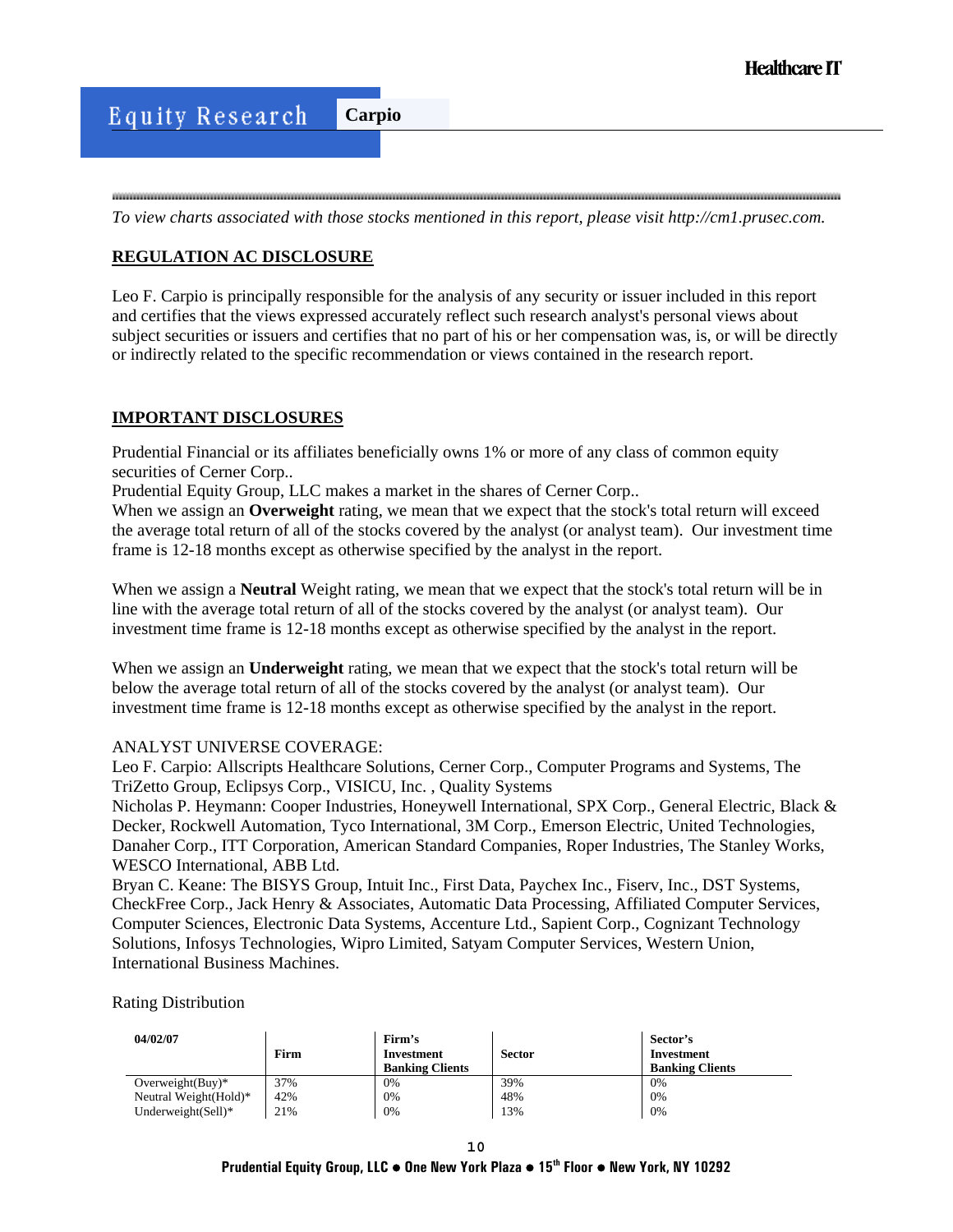*To view charts associated with those stocks mentioned in this report, please visit http://cm1.prusec.com.*

## REGULATION AC DISCLOSURE

Leo F. Carpio is principally responsible for the analysis of any security or issuer included in this report and certifies that the views expressed accurately reflect such research analyst's personal views about subject securities or issuers and certifies that no part of his or her compensation was, is, or will be directly or indirectly related to the specific recommendation or views contained in the research report.

## IMPORTANT DISCLOSURES

Prudential Financial or its affiliates beneficially owns 1% or more of any class of common equity securities of Cerner Corp..

Prudential Equity Group, LLC makes a market in the shares of Cerner Corp..

When we assign an **Overweight** rating, we mean that we expect that the stock's total return will exceed the average total return of all of the stocks covered by the analyst (or analyst team). Our investment time frame is 12-18 months except as otherwise specified by the analyst in the report.

When we assign a **Neutral** Weight rating, we mean that we expect that the stock's total return will be in line with the average total return of all of the stocks covered by the analyst (or analyst team). Our investment time frame is 12-18 months except as otherwise specified by the analyst in the report.

When we assign an **Underweight** rating, we mean that we expect that the stock's total return will be below the average total return of all of the stocks covered by the analyst (or analyst team). Our investment time frame is 12-18 months except as otherwise specified by the analyst in the report.

ANALYST UNIVERSE COVERAGE:

Leo F. Carpio: Allscripts Healthcare Solutions, Cerner Corp., Computer Programs and Systems, The TriZetto Group, Eclipsys Corp., VISICU, Inc. , Quality Systems

Nicholas P. Heymann: Cooper Industries, Honeywell International, SPX Corp., General Electric, Black & Decker, Rockwell Automation, Tyco International, 3M Corp., Emerson Electric, United Technologies, Danaher Corp., ITT Corporation, American Standard Companies, Roper Industries, The Stanley Works, WESCO International, ABB Ltd.

Bryan C. Keane: The BISYS Group, Intuit Inc., First Data, Paychex Inc., Fiserv, Inc., DST Systems, CheckFree Corp., Jack Henry & Associates, Automatic Data Processing, Affiliated Computer Services, Computer Sciences, Electronic Data Systems, Accenture Ltd., Sapient Corp., Cognizant Technology Solutions, Infosys Technologies, Wipro Limited, Satyam Computer Services, Western Union, International Business Machines.

Rating Distribution

| 04/02/07 | Firm | Firm's Investment Banking Clients | Sector | Sector's Investment Banking Clients |
|---|---|---|---|---|
| Overweight(Buy)* | 37% | 0% | 39% | 0% |
| Neutral Weight(Hold)* | 42% | 0% | 48% | 0% |
| Underweight(Sell)* | 21% | 0% | 13% | 0% |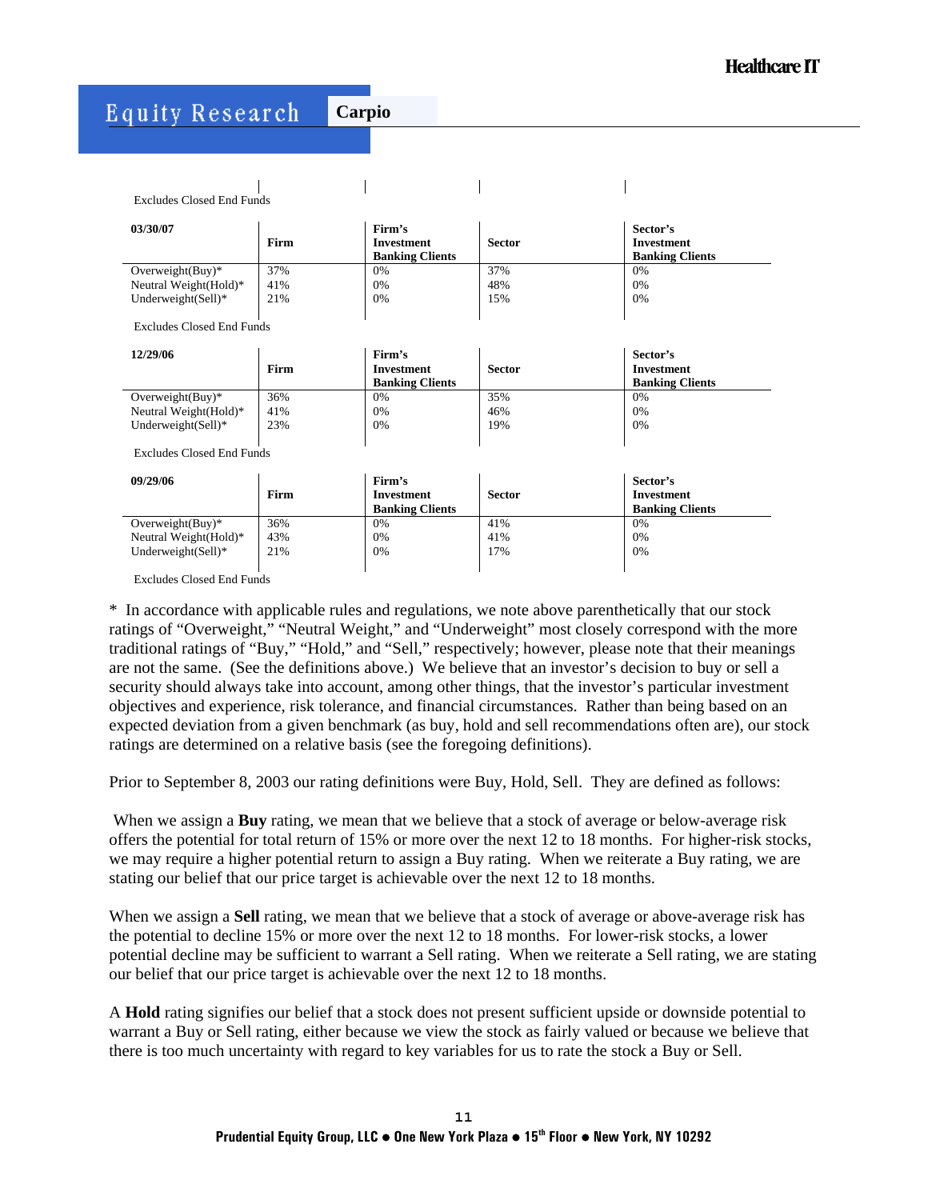Excludes Closed End Funds

| 03/30/07 | Firm | Firm's Investment Banking Clients | Sector | Sector's Investment Banking Clients |
|---|---|---|---|---|
| Overweight(Buy)* | 37% | 0% | 37% | 0% |
| Neutral Weight(Hold)* | 41% | 0% | 48% | 0% |
| Underweight(Sell)* | 21% | 0% | 15% | 0% |

Excludes Closed End Funds

| 12/29/06 | Firm | Firm's Investment Banking Clients | Sector | Sector's Investment Banking Clients |
|---|---|---|---|---|
| Overweight(Buy)* | 36% | 0% | 35% | 0% |
| Neutral Weight(Hold)* | 41% | 0% | 46% | 0% |
| Underweight(Sell)* | 23% | 0% | 19% | 0% |

Excludes Closed End Funds

| 09/29/06 | Firm | Firm's Investment Banking Clients | Sector | Sector's Investment Banking Clients |
|---|---|---|---|---|
| Overweight(Buy)* | 36% | 0% | 41% | 0% |
| Neutral Weight(Hold)* | 43% | 0% | 41% | 0% |
| Underweight(Sell)* | 21% | 0% | 17% | 0% |

Excludes Closed End Funds

* In accordance with applicable rules and regulations, we note above parenthetically that our stock ratings of "Overweight," "Neutral Weight," and "Underweight" most closely correspond with the more traditional ratings of "Buy," "Hold," and "Sell," respectively; however, please note that their meanings are not the same. (See the definitions above.) We believe that an investor's decision to buy or sell a security should always take into account, among other things, that the investor's particular investment objectives and experience, risk tolerance, and financial circumstances. Rather than being based on an expected deviation from a given benchmark (as buy, hold and sell recommendations often are), our stock ratings are determined on a relative basis (see the foregoing definitions).

Prior to September 8, 2003 our rating definitions were Buy, Hold, Sell. They are defined as follows:

When we assign a **Buy** rating, we mean that we believe that a stock of average or below-average risk offers the potential for total return of 15% or more over the next 12 to 18 months. For higher-risk stocks, we may require a higher potential return to assign a Buy rating. When we reiterate a Buy rating, we are stating our belief that our price target is achievable over the next 12 to 18 months.

When we assign a **Sell** rating, we mean that we believe that a stock of average or above-average risk has the potential to decline 15% or more over the next 12 to 18 months. For lower-risk stocks, a lower potential decline may be sufficient to warrant a Sell rating. When we reiterate a Sell rating, we are stating our belief that our price target is achievable over the next 12 to 18 months.

A **Hold** rating signifies our belief that a stock does not present sufficient upside or downside potential to warrant a Buy or Sell rating, either because we view the stock as fairly valued or because we believe that there is too much uncertainty with regard to key variables for us to rate the stock a Buy or Sell.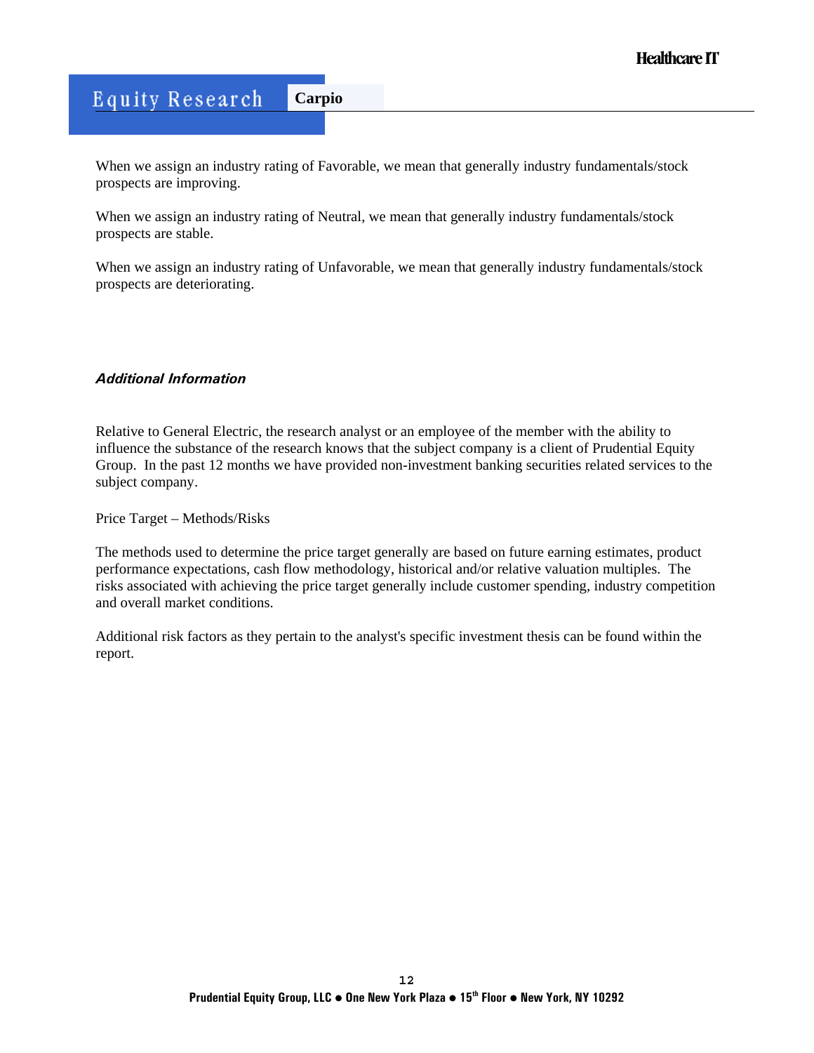When we assign an industry rating of Favorable, we mean that generally industry fundamentals/stock prospects are improving.

When we assign an industry rating of Neutral, we mean that generally industry fundamentals/stock prospects are stable.

When we assign an industry rating of Unfavorable, we mean that generally industry fundamentals/stock prospects are deteriorating.

***Additional Information***

Relative to General Electric, the research analyst or an employee of the member with the ability to influence the substance of the research knows that the subject company is a client of Prudential Equity Group. In the past 12 months we have provided non-investment banking securities related services to the subject company.

Price Target – Methods/Risks

The methods used to determine the price target generally are based on future earning estimates, product performance expectations, cash flow methodology, historical and/or relative valuation multiples. The risks associated with achieving the price target generally include customer spending, industry competition and overall market conditions.

Additional risk factors as they pertain to the analyst's specific investment thesis can be found within the report.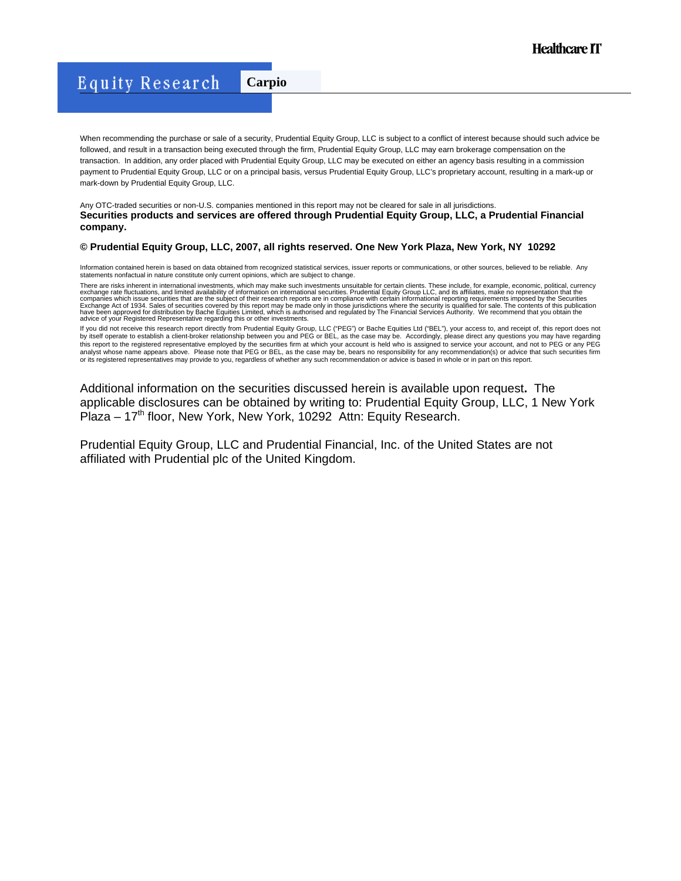When recommending the purchase or sale of a security, Prudential Equity Group, LLC is subject to a conflict of interest because should such advice be followed, and result in a transaction being executed through the firm, Prudential Equity Group, LLC may earn brokerage compensation on the transaction. In addition, any order placed with Prudential Equity Group, LLC may be executed on either an agency basis resulting in a commission payment to Prudential Equity Group, LLC or on a principal basis, versus Prudential Equity Group, LLC's proprietary account, resulting in a mark-up or mark-down by Prudential Equity Group, LLC.

Any OTC-traded securities or non-U.S. companies mentioned in this report may not be cleared for sale in all jurisdictions.
**Securities products and services are offered through Prudential Equity Group, LLC, a Prudential Financial company.**

**© Prudential Equity Group, LLC, 2007, all rights reserved. One New York Plaza, New York, NY 10292**

Information contained herein is based on data obtained from recognized statistical services, issuer reports or communications, or other sources, believed to be reliable. Any statements nonfactual in nature constitute only current opinions, which are subject to change.

There are risks inherent in international investments, which may make such investments unsuitable for certain clients. These include, for example, economic, political, currency exchange rate fluctuations, and limited availability of information on international securities. Prudential Equity Group LLC, and its affiliates, make no representation that the companies which issue securities that are the subject of their research reports are in compliance with certain informational reporting requirements imposed by the Securities Exchange Act of 1934. Sales of securities covered by this report may be made only in those jurisdictions where the security is qualified for sale. The contents of this publication have been approved for distribution by Bache Equities Limited, which is authorised and regulated by The Financial Services Authority. We recommend that you obtain the advice of your Registered Representative regarding this or other investments.

If you did not receive this research report directly from Prudential Equity Group, LLC ("PEG") or Bache Equities Ltd ("BEL"), your access to, and receipt of, this report does not by itself operate to establish a client-broker relationship between you and PEG or BEL, as the case may be. Accordingly, please direct any questions you may have regarding this report to the registered representative employed by the securities firm at which your account is held who is assigned to service your account, and not to PEG or any PEG analyst whose name appears above. Please note that PEG or BEL, as the case may be, bears no responsibility for any recommendation(s) or advice that such securities firm or its registered representatives may provide to you, regardless of whether any such recommendation or advice is based in whole or in part on this report.

Additional information on the securities discussed herein is available upon request**.** The applicable disclosures can be obtained by writing to: Prudential Equity Group, LLC, 1 New York Plaza – 17th floor, New York, New York, 10292 Attn: Equity Research.

Prudential Equity Group, LLC and Prudential Financial, Inc. of the United States are not affiliated with Prudential plc of the United Kingdom.